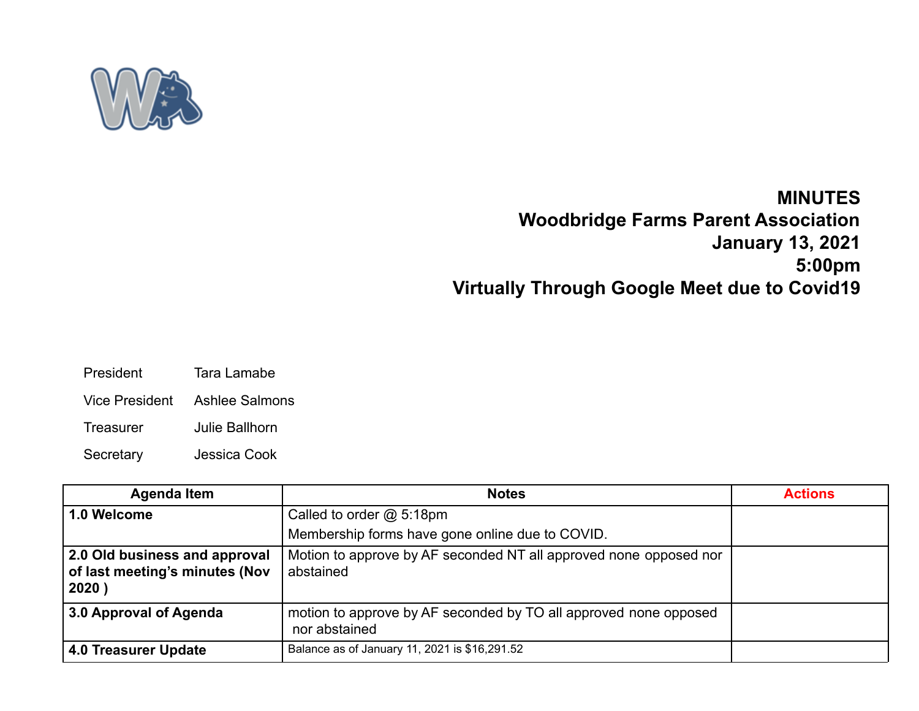# MINUTES
## Woodbridge Farms Parent Association
## January 13, 2021
## 5:00pm
## Virtually Through Google Meet due to Covid19

| | |
|---|---|
| President | Tara Lamabe |
| Vice President | Ashlee Salmons |
| Treasurer | Julie Ballhorn |
| Secretary | Jessica Cook |

| Agenda Item | Notes | Actions |
|---|---|---|
| **1.0 Welcome** | Called to order @ 5:18pm<br>Membership forms have gone online due to COVID. | |
| **2.0 Old business and approval of last meeting's minutes (Nov 2020 )** | Motion to approve by AF seconded NT all approved none opposed nor abstained | |
| **3.0 Approval of Agenda** | motion to approve by AF seconded by TO all approved none opposed nor abstained | |
| **4.0 Treasurer Update** | Balance as of January 11, 2021 is $16,291.52 | |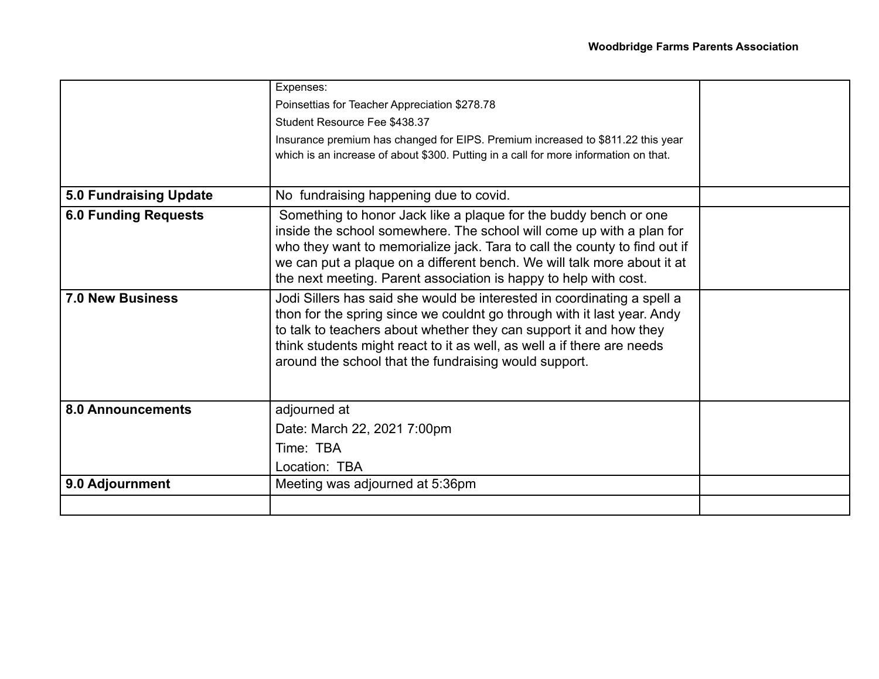| | | |
|---|---|---|
| | Expenses:<br>Poinsettias for Teacher Appreciation $278.78<br>Student Resource Fee $438.37<br>Insurance premium has changed for EIPS. Premium increased to $811.22 this year which is an increase of about $300. Putting in a call for more information on that. | |
| **5.0 Fundraising Update** | No fundraising happening due to covid. | |
| **6.0 Funding Requests** | Something to honor Jack like a plaque for the buddy bench or one inside the school somewhere. The school will come up with a plan for who they want to memorialize jack. Tara to call the county to find out if we can put a plaque on a different bench. We will talk more about it at the next meeting. Parent association is happy to help with cost. | |
| **7.0 New Business** | Jodi Sillers has said she would be interested in coordinating a spell a thon for the spring since we couldnt go through with it last year. Andy to talk to teachers about whether they can support it and how they think students might react to it as well, as well a if there are needs around the school that the fundraising would support. | |
| **8.0 Announcements** | adjourned at<br>Date: March 22, 2021 7:00pm<br>Time: TBA<br>Location: TBA | |
| **9.0 Adjournment** | Meeting was adjourned at 5:36pm | |
| | | |